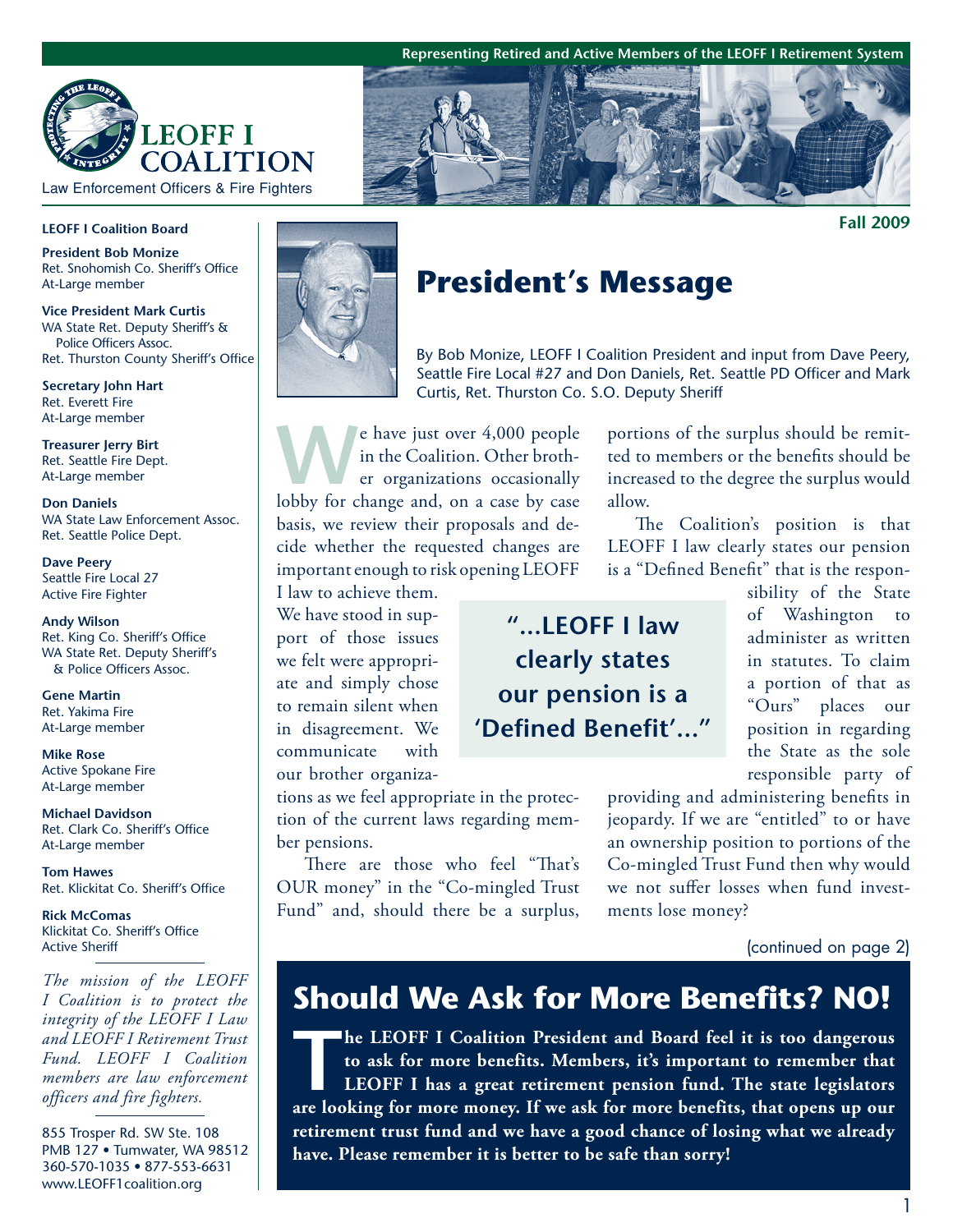Representing Retired and Active Members of the LEOFF I Retirement System

# LEOFF I COALITION

Law Enforcement Officers & Fire Fighters

Fall 2009

**LEOFF I Coalition Board**

**President Bob Monize**
Ret. Snohomish Co. Sheriff's Office
At-Large member

**Vice President Mark Curtis**
WA State Ret. Deputy Sheriff's & Police Officers Assoc.
Ret. Thurston County Sheriff's Office

**Secretary John Hart**
Ret. Everett Fire
At-Large member

**Treasurer Jerry Birt**
Ret. Seattle Fire Dept.
At-Large member

**Don Daniels**
WA State Law Enforcement Assoc.
Ret. Seattle Police Dept.

**Dave Peery**
Seattle Fire Local 27
Active Fire Fighter

**Andy Wilson**
Ret. King Co. Sheriff's Office
WA State Ret. Deputy Sheriff's & Police Officers Assoc.

**Gene Martin**
Ret. Yakima Fire
At-Large member

**Mike Rose**
Active Spokane Fire
At-Large member

**Michael Davidson**
Ret. Clark Co. Sheriff's Office
At-Large member

**Tom Hawes**
Ret. Klickitat Co. Sheriff's Office

**Rick McComas**
Klickitat Co. Sheriff's Office
Active Sheriff

*The mission of the LEOFF I Coalition is to protect the integrity of the LEOFF I Law and LEOFF I Retirement Trust Fund. LEOFF I Coalition members are law enforcement officers and fire fighters.*

855 Trosper Rd. SW Ste. 108
PMB 127 • Tumwater, WA 98512
360-570-1035 • 877-553-6631
www.LEOFF1coalition.org

## President's Message

By Bob Monize, LEOFF I Coalition President and input from Dave Peery, Seattle Fire Local #27 and Don Daniels, Ret. Seattle PD Officer and Mark Curtis, Ret. Thurston Co. S.O. Deputy Sheriff

We have just over 4,000 people in the Coalition. Other brother organizations occasionally lobby for change and, on a case by case basis, we review their proposals and decide whether the requested changes are important enough to risk opening LEOFF I law to achieve them. We have stood in support of those issues we felt were appropriate and simply chose to remain silent when in disagreement. We communicate with our brother organizations as we feel appropriate in the protection of the current laws regarding member pensions.

There are those who feel "That's OUR money" in the "Co-mingled Trust Fund" and, should there be a surplus, portions of the surplus should be remitted to members or the benefits should be increased to the degree the surplus would allow.

The Coalition's position is that LEOFF I law clearly states our pension is a "Defined Benefit" that is the responsibility of the State of Washington to administer as written in statutes. To claim a portion of that as "Ours" places our position in regarding the State as the sole responsible party of providing and administering benefits in jeopardy. If we are "entitled" to or have an ownership position to portions of the Co-mingled Trust Fund then why would we not suffer losses when fund investments lose money?

> "...LEOFF I law clearly states our pension is a 'Defined Benefit'..."

(continued on page 2)

## Should We Ask for More Benefits? NO!

**The LEOFF I Coalition President and Board feel it is too dangerous to ask for more benefits. Members, it's important to remember that LEOFF I has a great retirement pension fund. The state legislators are looking for more money. If we ask for more benefits, that opens up our retirement trust fund and we have a good chance of losing what we already have. Please remember it is better to be safe than sorry!**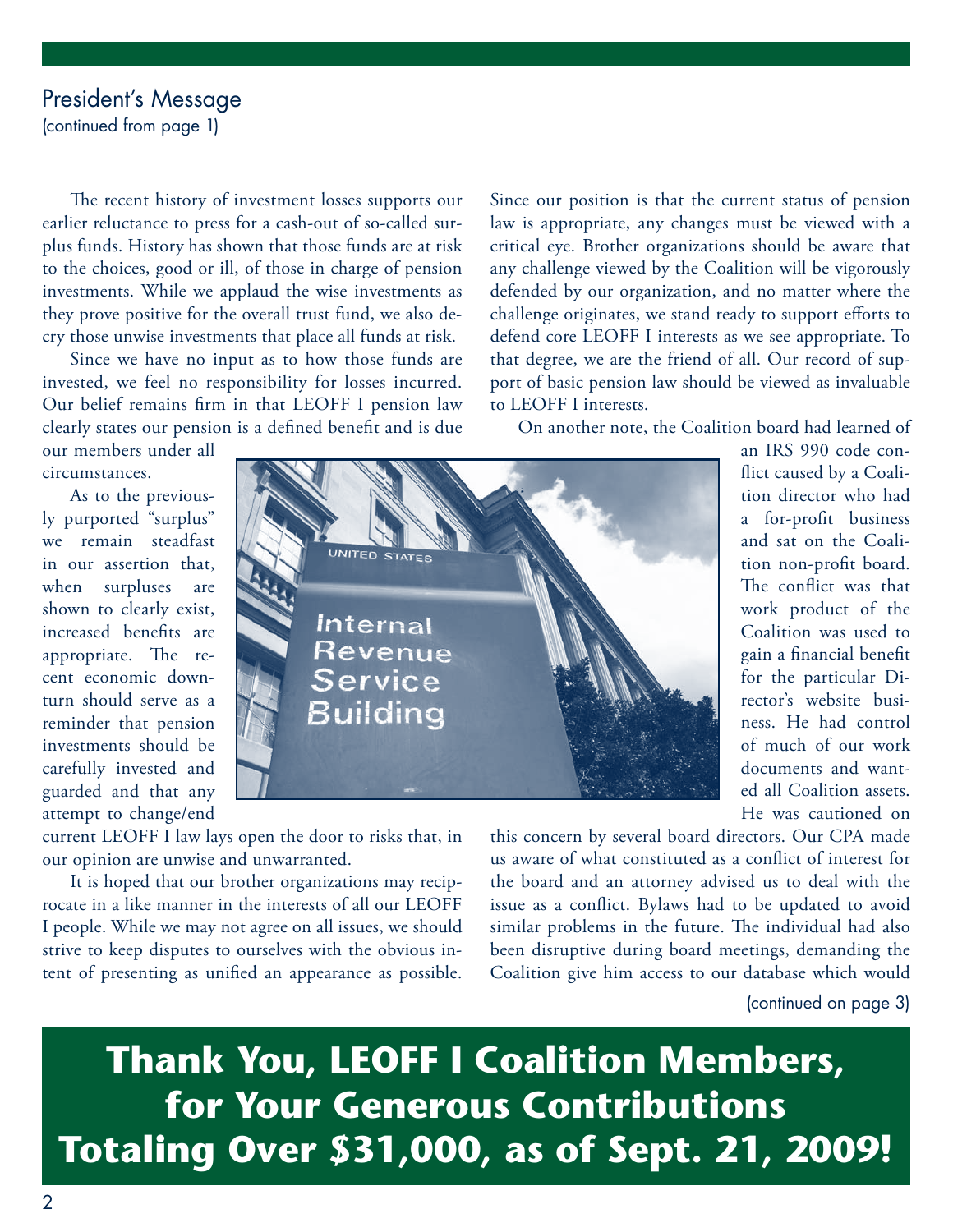## President's Message
(continued from page 1)

The recent history of investment losses supports our earlier reluctance to press for a cash-out of so-called surplus funds. History has shown that those funds are at risk to the choices, good or ill, of those in charge of pension investments. While we applaud the wise investments as they prove positive for the overall trust fund, we also decry those unwise investments that place all funds at risk.

Since we have no input as to how those funds are invested, we feel no responsibility for losses incurred. Our belief remains firm in that LEOFF I pension law clearly states our pension is a defined benefit and is due our members under all circumstances.

As to the previously purported "surplus" we remain steadfast in our assertion that, when surpluses are shown to clearly exist, increased benefits are appropriate. The recent economic downturn should serve as a reminder that pension investments should be carefully invested and guarded and that any attempt to change/end current LEOFF I law lays open the door to risks that, in our opinion are unwise and unwarranted.

It is hoped that our brother organizations may reciprocate in a like manner in the interests of all our LEOFF I people. While we may not agree on all issues, we should strive to keep disputes to ourselves with the obvious intent of presenting as unified an appearance as possible. Since our position is that the current status of pension law is appropriate, any changes must be viewed with a critical eye. Brother organizations should be aware that any challenge viewed by the Coalition will be vigorously defended by our organization, and no matter where the challenge originates, we stand ready to support efforts to defend core LEOFF I interests as we see appropriate. To that degree, we are the friend of all. Our record of support of basic pension law should be viewed as invaluable to LEOFF I interests.

On another note, the Coalition board had learned of an IRS 990 code conflict caused by a Coalition director who had a for-profit business and sat on the Coalition non-profit board. The conflict was that work product of the Coalition was used to gain a financial benefit for the particular Director's website business. He had control of much of our work documents and wanted all Coalition assets. He was cautioned on this concern by several board directors. Our CPA made us aware of what constituted as a conflict of interest for the board and an attorney advised us to deal with the issue as a conflict. Bylaws had to be updated to avoid similar problems in the future. The individual had also been disruptive during board meetings, demanding the Coalition give him access to our database which would

(continued on page 3)

**Thank You, LEOFF I Coalition Members, for Your Generous Contributions Totaling Over $31,000, as of Sept. 21, 2009!**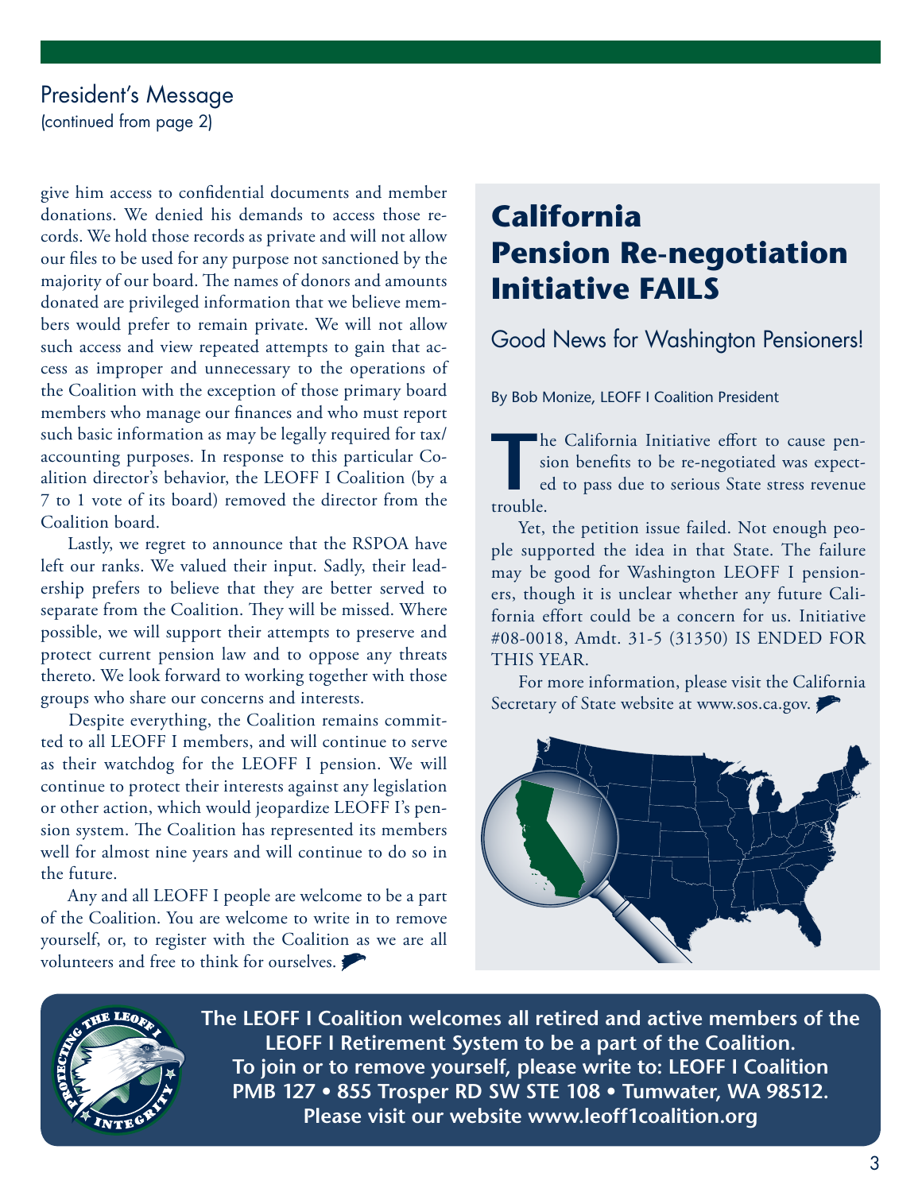## President's Message
(continued from page 2)

give him access to confidential documents and member donations. We denied his demands to access those records. We hold those records as private and will not allow our files to be used for any purpose not sanctioned by the majority of our board. The names of donors and amounts donated are privileged information that we believe members would prefer to remain private. We will not allow such access and view repeated attempts to gain that access as improper and unnecessary to the operations of the Coalition with the exception of those primary board members who manage our finances and who must report such basic information as may be legally required for tax/accounting purposes. In response to this particular Coalition director's behavior, the LEOFF I Coalition (by a 7 to 1 vote of its board) removed the director from the Coalition board.

Lastly, we regret to announce that the RSPOA have left our ranks. We valued their input. Sadly, their leadership prefers to believe that they are better served to separate from the Coalition. They will be missed. Where possible, we will support their attempts to preserve and protect current pension law and to oppose any threats thereto. We look forward to working together with those groups who share our concerns and interests.

Despite everything, the Coalition remains committed to all LEOFF I members, and will continue to serve as their watchdog for the LEOFF I pension. We will continue to protect their interests against any legislation or other action, which would jeopardize LEOFF I's pension system. The Coalition has represented its members well for almost nine years and will continue to do so in the future.

Any and all LEOFF I people are welcome to be a part of the Coalition. You are welcome to write in to remove yourself, or, to register with the Coalition as we are all volunteers and free to think for ourselves.

# California Pension Re-negotiation Initiative FAILS

## Good News for Washington Pensioners!

By Bob Monize, LEOFF I Coalition President

The California Initiative effort to cause pension benefits to be re-negotiated was expected to pass due to serious State stress revenue trouble.

Yet, the petition issue failed. Not enough people supported the idea in that State. The failure may be good for Washington LEOFF I pensioners, though it is unclear whether any future California effort could be a concern for us. Initiative #08-0018, Amdt. 31-5 (31350) IS ENDED FOR THIS YEAR.

For more information, please visit the California Secretary of State website at www.sos.ca.gov.

**The LEOFF I Coalition welcomes all retired and active members of the LEOFF I Retirement System to be a part of the Coalition. To join or to remove yourself, please write to: LEOFF I Coalition PMB 127 • 855 Trosper RD SW STE 108 • Tumwater, WA 98512. Please visit our website www.leoff1coalition.org**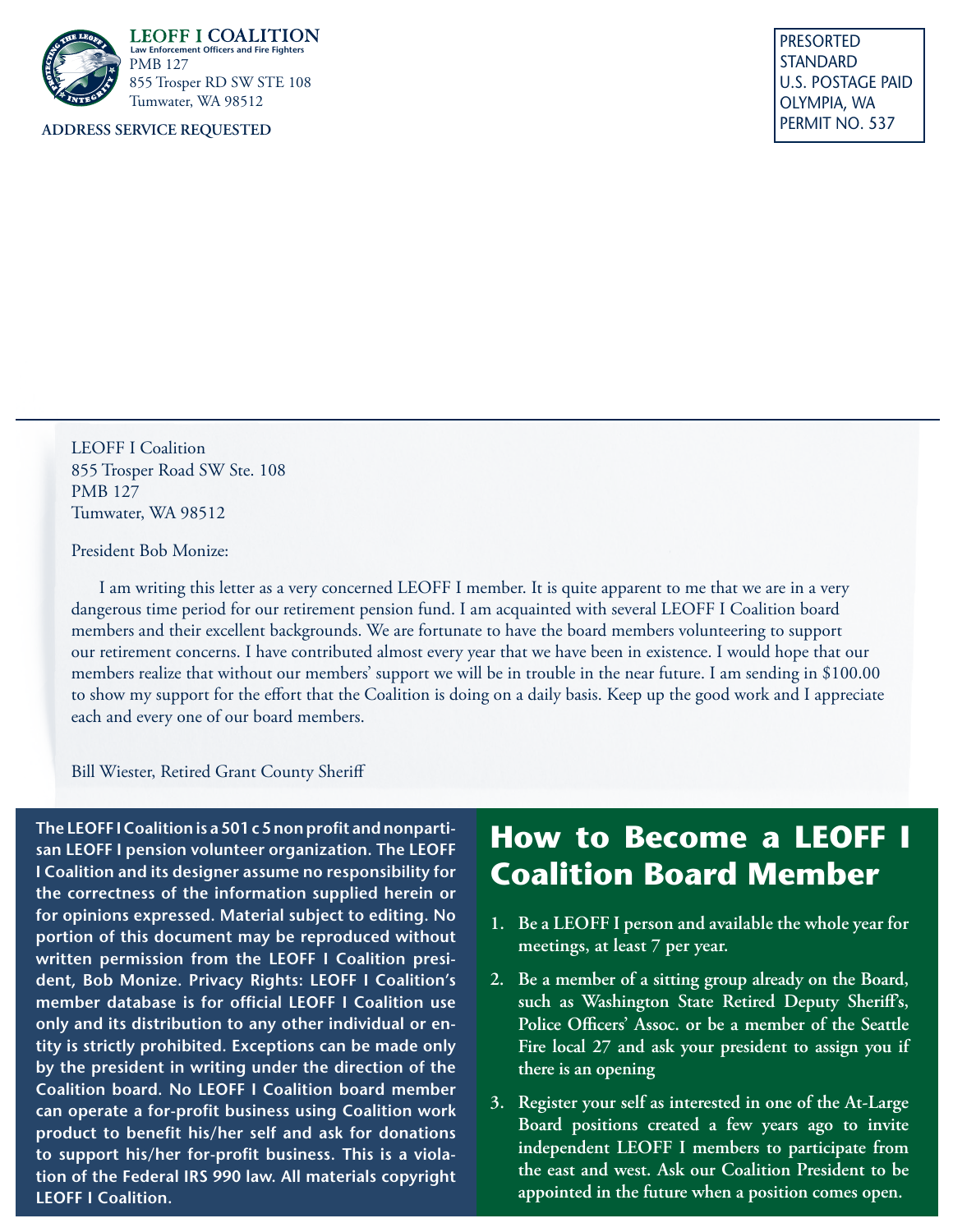**LEOFF I COALITION**
Law Enforcement Officers and Fire Fighters
PMB 127
855 Trosper RD SW STE 108
Tumwater, WA 98512

ADDRESS SERVICE REQUESTED

PRESORTED
STANDARD
U.S. POSTAGE PAID
OLYMPIA, WA
PERMIT NO. 537

---

LEOFF I Coalition
855 Trosper Road SW Ste. 108
PMB 127
Tumwater, WA 98512

President Bob Monize:

I am writing this letter as a very concerned LEOFF I member. It is quite apparent to me that we are in a very dangerous time period for our retirement pension fund. I am acquainted with several LEOFF I Coalition board members and their excellent backgrounds. We are fortunate to have the board members volunteering to support our retirement concerns. I have contributed almost every year that we have been in existence. I would hope that our members realize that without our members' support we will be in trouble in the near future. I am sending in $100.00 to show my support for the effort that the Coalition is doing on a daily basis. Keep up the good work and I appreciate each and every one of our board members.

Bill Wiester, Retired Grant County Sheriff

**The LEOFF I Coalition is a 501 c 5 non profit and nonpartisan LEOFF I pension volunteer organization. The LEOFF I Coalition and its designer assume no responsibility for the correctness of the information supplied herein or for opinions expressed. Material subject to editing. No portion of this document may be reproduced without written permission from the LEOFF I Coalition president, Bob Monize. Privacy Rights: LEOFF I Coalition's member database is for official LEOFF I Coalition use only and its distribution to any other individual or entity is strictly prohibited. Exceptions can be made only by the president in writing under the direction of the Coalition board. No LEOFF I Coalition board member can operate a for-profit business using Coalition work product to benefit his/her self and ask for donations to support his/her for-profit business. This is a violation of the Federal IRS 990 law. All materials copyright LEOFF I Coalition.**

## How to Become a LEOFF I Coalition Board Member

1. Be a LEOFF I person and available the whole year for meetings, at least 7 per year.
2. Be a member of a sitting group already on the Board, such as Washington State Retired Deputy Sheriff's, Police Officers' Assoc. or be a member of the Seattle Fire local 27 and ask your president to assign you if there is an opening
3. Register your self as interested in one of the At-Large Board positions created a few years ago to invite independent LEOFF I members to participate from the east and west. Ask our Coalition President to be appointed in the future when a position comes open.